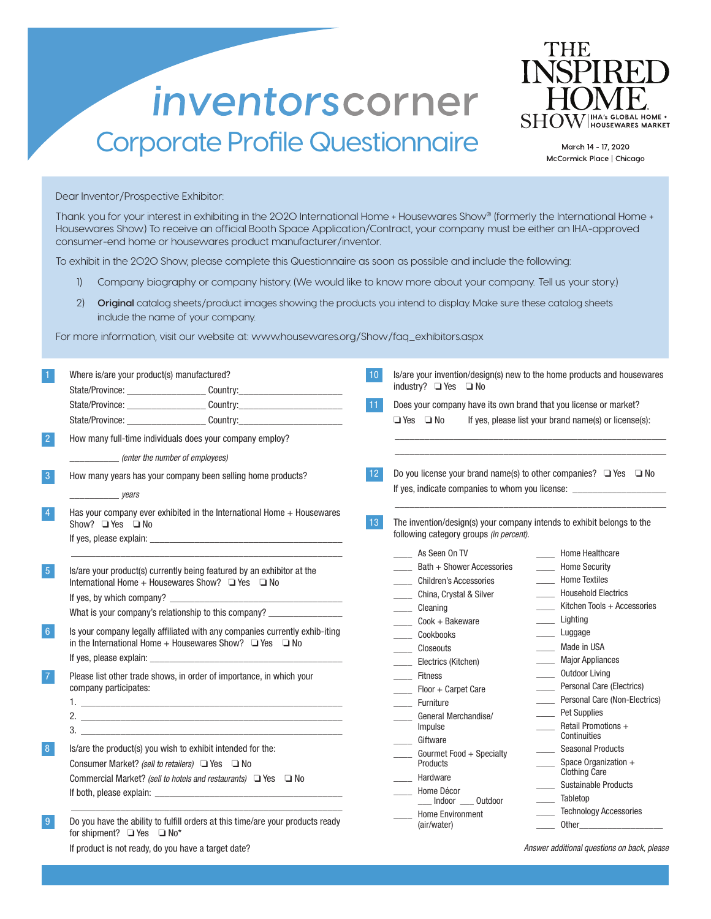# inventorscorner

## Corporate Profile Questionnaire

THE INSPIRED HOME SHOW | IHA's GLOBAL HOME + HOUSEWARES MARKET

March 14 - 17, 2020
McCormick Place | Chicago

Dear Inventor/Prospective Exhibitor:

Thank you for your interest in exhibiting in the 2020 International Home + Housewares Show® (formerly the International Home + Housewares Show.) To receive an official Booth Space Application/Contract, your company must be either an IHA-approved consumer-end home or housewares product manufacturer/inventor.

To exhibit in the 2020 Show, please complete this Questionnaire as soon as possible and include the following:

1) Company biography or company history. (We would like to know more about your company. Tell us your story.)

2) **Original** catalog sheets/product images showing the products you intend to display. Make sure these catalog sheets include the name of your company.

For more information, visit our website at: www.housewares.org/Show/faq_exhibitors.aspx

**1** Where is/are your product(s) manufactured?
State/Province: ________________ Country: ____________________
State/Province: ________________ Country: ____________________
State/Province: ________________ Country: ____________________

**2** How many full-time individuals does your company employ?
__________ *(enter the number of employees)*

**3** How many years has your company been selling home products?
__________ *years*

**4** Has your company ever exhibited in the International Home + Housewares Show? ❑ Yes ❑ No
If yes, please explain: ________________________________________
________________________________________

**5** Is/are your product(s) currently being featured by an exhibitor at the International Home + Housewares Show? ❑ Yes ❑ No
If yes, by which company? ________________________________________
What is your company's relationship to this company? ______________

**6** Is your company legally affiliated with any companies currently exhib-iting in the International Home + Housewares Show? ❑ Yes ❑ No
If yes, please explain: ________________________________________

**7** Please list other trade shows, in order of importance, in which your company participates:
1. ________________________________________
2. ________________________________________
3. ________________________________________

**8** Is/are the product(s) you wish to exhibit intended for the:
Consumer Market? *(sell to retailers)* ❑ Yes ❑ No
Commercial Market? *(sell to hotels and restaurants)* ❑ Yes ❑ No
If both, please explain: ________________________________________
________________________________________

**9** Do you have the ability to fulfill orders at this time/are your products ready for shipment? ❑ Yes ❑ No*
If product is not ready, do you have a target date?

**10** Is/are your invention/design(s) new to the home products and housewares industry? ❑ Yes ❑ No

**11** Does your company have its own brand that you license or market?
❑ Yes ❑ No If yes, please list your brand name(s) or license(s):
________________________________________
________________________________________

**12** Do you license your brand name(s) to other companies? ❑ Yes ❑ No
If yes, indicate companies to whom you license: ____________________
________________________________________

**13** The invention/design(s) your company intends to exhibit belongs to the following category groups *(in percent)*.

____ As Seen On TV
____ Bath + Shower Accessories
____ Children's Accessories
____ China, Crystal & Silver
____ Cleaning
____ Cook + Bakeware
____ Cookbooks
____ Closeouts
____ Electrics (Kitchen)
____ Fitness
____ Floor + Carpet Care
____ Furniture
____ General Merchandise/Impulse
____ Giftware
____ Gourmet Food + Specialty Products
____ Hardware
____ Home Décor
___ Indoor ___ Outdoor
____ Home Environment (air/water)
____ Home Healthcare
____ Home Security
____ Home Textiles
____ Household Electrics
____ Kitchen Tools + Accessories
____ Lighting
____ Luggage
____ Made in USA
____ Major Appliances
____ Outdoor Living
____ Personal Care (Electrics)
____ Personal Care (Non-Electrics)
____ Pet Supplies
____ Retail Promotions + Continuities
____ Seasonal Products
____ Space Organization + Clothing Care
____ Sustainable Products
____ Tabletop
____ Technology Accessories
____ Other__________________

*Answer additional questions on back, please*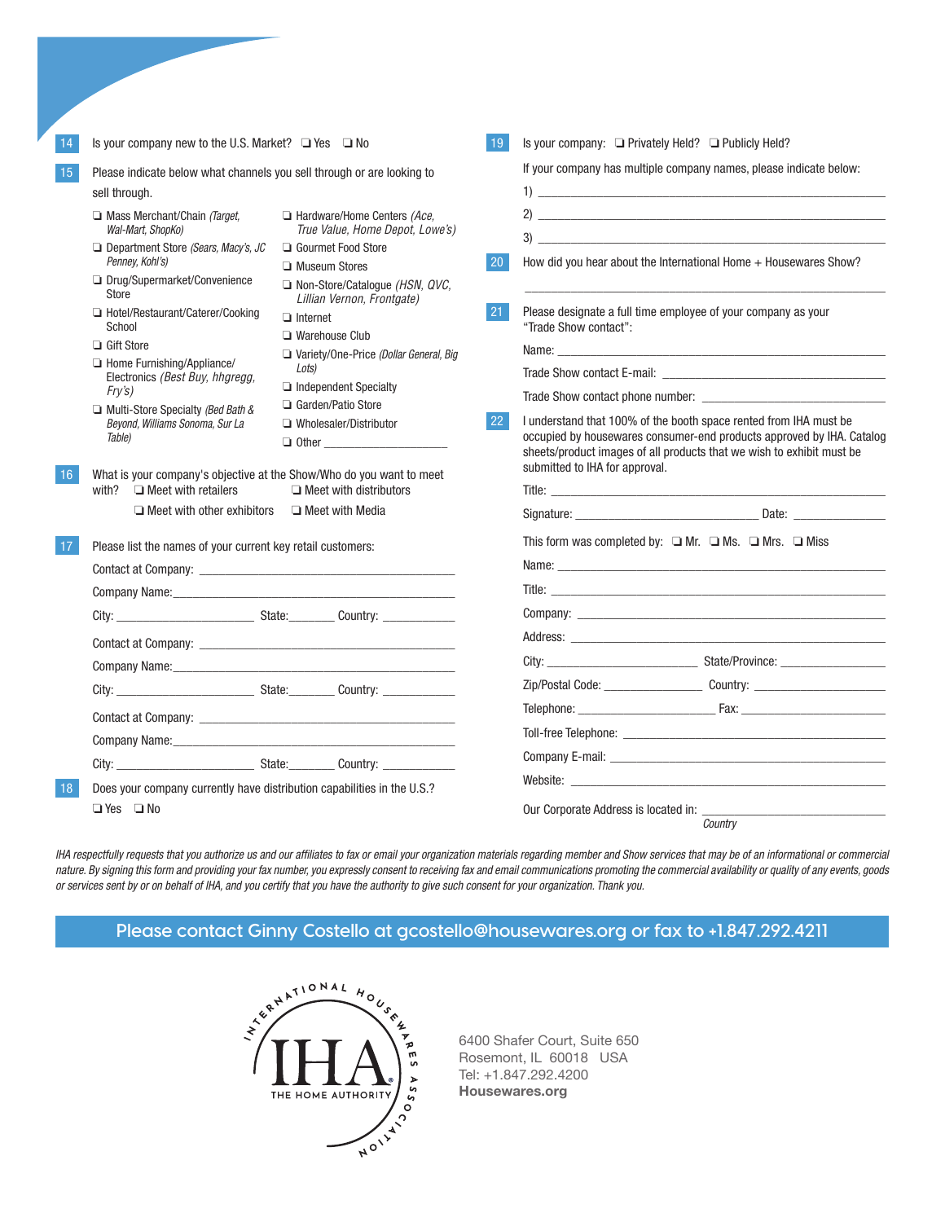**14** Is your company new to the U.S. Market? ❑ Yes ❑ No

**15** Please indicate below what channels you sell through or are looking to sell through.

- ❑ Mass Merchant/Chain *(Target, Wal-Mart, ShopKo)*
- ❑ Department Store *(Sears, Macy's, JC Penney, Kohl's)*
- ❑ Drug/Supermarket/Convenience Store
- ❑ Hotel/Restaurant/Caterer/Cooking School
- ❑ Gift Store
- ❑ Home Furnishing/Appliance/ Electronics *(Best Buy, hhgregg, Fry's)*
- ❑ Multi-Store Specialty *(Bed Bath & Beyond, Williams Sonoma, Sur La Table)*
- ❑ Hardware/Home Centers *(Ace, True Value, Home Depot, Lowe's)*
- ❑ Gourmet Food Store
- ❑ Museum Stores
- ❑ Non-Store/Catalogue *(HSN, QVC, Lillian Vernon, Frontgate)*
- ❑ Internet
- ❑ Warehouse Club
- ❑ Variety/One-Price *(Dollar General, Big Lots)*
- ❑ Independent Specialty
- ❑ Garden/Patio Store
- ❑ Wholesaler/Distributor
- ❑ Other ____________________

**16** What is your company's objective at the Show/Who do you want to meet with? ❑ Meet with retailers ❑ Meet with distributors ❑ Meet with other exhibitors ❑ Meet with Media

**17** Please list the names of your current key retail customers:

Contact at Company: ____________________________________________

Company Name:____________________________________________

City: ______________________ State:_______ Country: ___________

Contact at Company: ____________________________________________

Company Name:____________________________________________

City: ______________________ State:_______ Country: ___________

Contact at Company: ____________________________________________

Company Name:____________________________________________

City: ______________________ State:_______ Country: ___________

**18** Does your company currently have distribution capabilities in the U.S.?
❑ Yes ❑ No

**19** Is your company: ❑ Privately Held? ❑ Publicly Held?

If your company has multiple company names, please indicate below:

1) ____________________________________________

2) ____________________________________________

3) ____________________________________________

**20** How did you hear about the International Home + Housewares Show?

____________________________________________

**21** Please designate a full time employee of your company as your "Trade Show contact":

Name: ____________________________________________

Trade Show contact E-mail: ______________________________

Trade Show contact phone number: ______________________________

**22** I understand that 100% of the booth space rented from IHA must be occupied by housewares consumer-end products approved by IHA. Catalog sheets/product images of all products that we wish to exhibit must be submitted to IHA for approval.

Title: ____________________________________________

Signature: ____________________________ Date: ______________

This form was completed by: ❑ Mr. ❑ Ms. ❑ Mrs. ❑ Miss

Name: ____________________________________________

Title: ____________________________________________

Company: ____________________________________________

Address: ____________________________________________

City: ______________________ State/Province: ________________

Zip/Postal Code: _______________ Country: ____________________

Telephone: ______________________ Fax: ______________________

Toll-free Telephone: ______________________________________

Company E-mail: ______________________________________

Website: ____________________________________________

Our Corporate Address is located in: ____________________________
Country

*IHA respectfully requests that you authorize us and our affiliates to fax or email your organization materials regarding member and Show services that may be of an informational or commercial nature. By signing this form and providing your fax number, you expressly consent to receiving fax and email communications promoting the commercial availability or quality of any events, goods or services sent by or on behalf of IHA, and you certify that you have the authority to give such consent for your organization. Thank you.*

**Please contact Ginny Costello at gcostello@housewares.org or fax to +1.847.292.4211**

INTERNATIONAL HOUSEWARES ASSOCIATION
IHA
THE HOME AUTHORITY

6400 Shafer Court, Suite 650
Rosemont, IL 60018 USA
Tel: +1.847.292.4200
**Housewares.org**